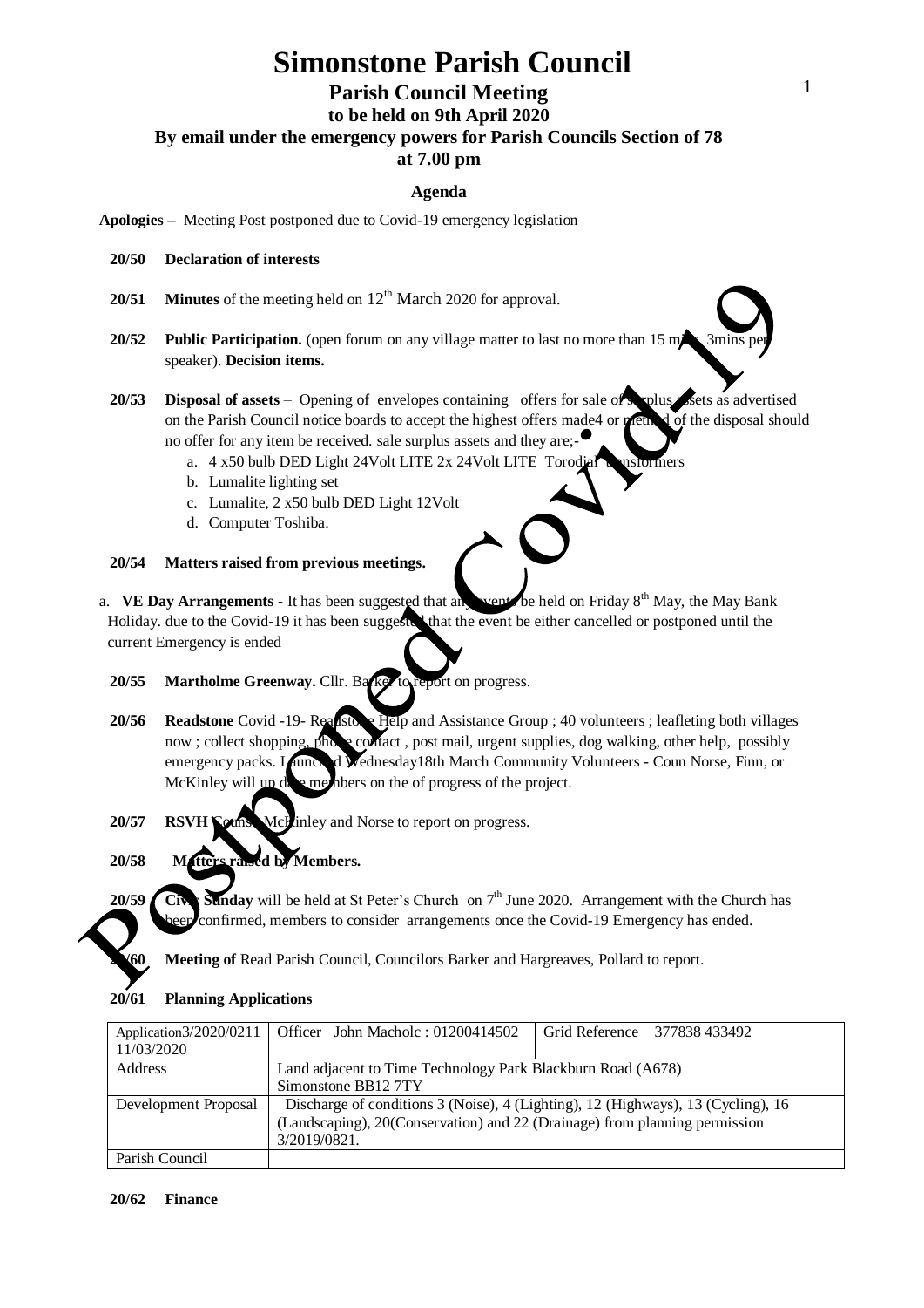# Simonstone Parish Council

## Parish Council Meeting

### to be held on 9th April 2020

### By email under the emergency powers for Parish Councils Section of 78

### at 7.00 pm

**Agenda**

**Apologies –** Meeting Post postponed due to Covid-19 emergency legislation

**20/50 Declaration of interests**

**20/51 Minutes** of the meeting held on 12th March 2020 for approval.

**20/52 Public Participation.** (open forum on any village matter to last no more than 15 mins. 3mins per speaker). **Decision items.**

**20/53 Disposal of assets** – Opening of envelopes containing offers for sale of surplus assets as advertised on the Parish Council notice boards to accept the highest offers made4 or method of the disposal should no offer for any item be received. sale surplus assets and they are;-

a. 4 x50 bulb DED Light 24Volt LITE 2x 24Volt LITE Torodial transformers
b. Lumalite lighting set
c. Lumalite, 2 x50 bulb DED Light 12Volt
d. Computer Toshiba.

**20/54 Matters raised from previous meetings.**

a. **VE Day Arrangements -** It has been suggested that any events be held on Friday 8th May, the May Bank Holiday. due to the Covid-19 it has been suggested that the event be either cancelled or postponed until the current Emergency is ended

**20/55 Martholme Greenway.** Cllr. Barker to report on progress.

**20/56 Readstone** Covid -19- Readstone Help and Assistance Group ; 40 volunteers ; leafleting both villages now ; collect shopping, phone contact , post mail, urgent supplies, dog walking, other help, possibly emergency packs. Launched Wednesday18th March Community Volunteers - Coun Norse, Finn, or McKinley will up date members on the of progress of the project.

**20/57 RSVH** Couns. McKinley and Norse to report on progress.

**20/58 Matters raised by Members.**

**20/59 Civic Sunday** will be held at St Peter's Church on 7th June 2020. Arrangement with the Church has been confirmed, members to consider arrangements once the Covid-19 Emergency has ended.

**20/60 Meeting of** Read Parish Council, Councilors Barker and Hargreaves, Pollard to report.

**20/61 Planning Applications**

| Application3/2020/0211 11/03/2020 | Officer John Macholc : 01200414502 | Grid Reference 377838 433492 |
|---|---|---|
| Address | Land adjacent to Time Technology Park Blackburn Road (A678) Simonstone BB12 7TY | |
| Development Proposal | Discharge of conditions 3 (Noise), 4 (Lighting), 12 (Highways), 13 (Cycling), 16 (Landscaping), 20(Conservation) and 22 (Drainage) from planning permission 3/2019/0821. | |
| Parish Council | | |

**20/62 Finance**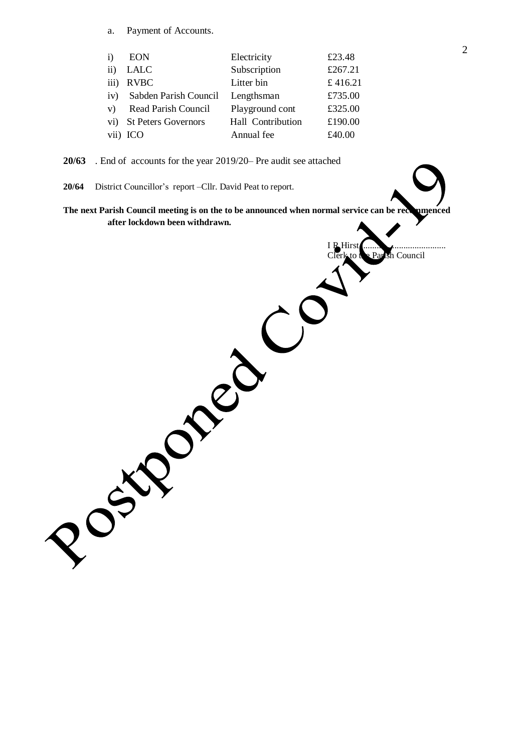a. Payment of Accounts.

| | | | |
|---|---|---|---|
| i) | EON | Electricity | £23.48 |
| ii) | LALC | Subscription | £267.21 |
| iii) | RVBC | Litter bin | £ 416.21 |
| iv) | Sabden Parish Council | Lengthsman | £735.00 |
| v) | Read Parish Council | Playground cont | £325.00 |
| vi) | St Peters Governors | Hall Contribution | £190.00 |
| vii) | ICO | Annual fee | £40.00 |

**20/63** . End of accounts for the year 2019/20– Pre audit see attached

**20/64** District Councillor's report –Cllr. David Peat to report.

**The next Parish Council meeting is on the to be announced when normal service can be recommenced after lockdown been withdrawn.**

I R Hirst ...................................
Clerk to the Parish Council

Postponed Covid-19